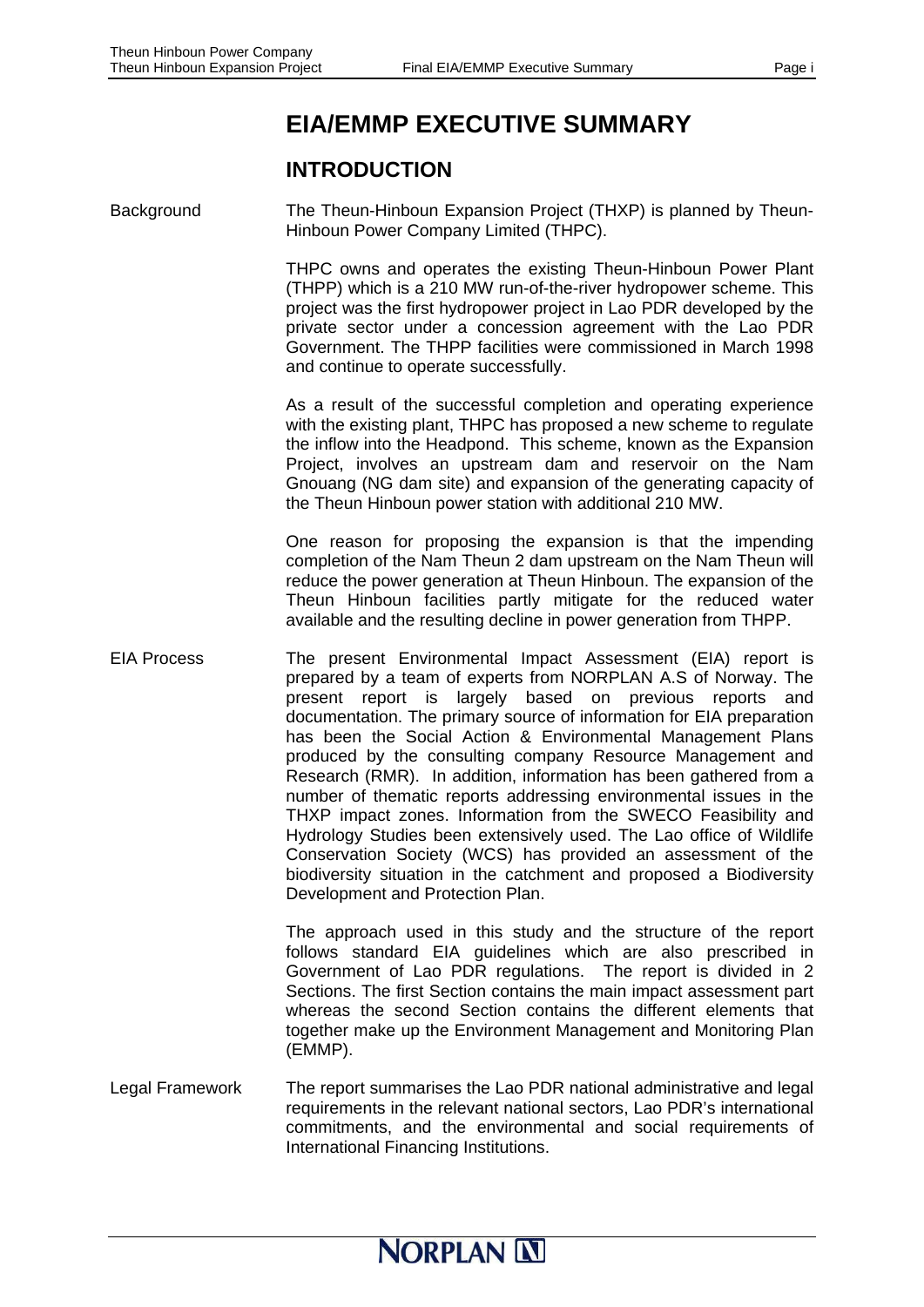# EIA/EMMP EXECUTIVE SUMMARY

## INTRODUCTION

**Background**

The Theun-Hinboun Expansion Project (THXP) is planned by Theun-Hinboun Power Company Limited (THPC).

THPC owns and operates the existing Theun-Hinboun Power Plant (THPP) which is a 210 MW run-of-the-river hydropower scheme. This project was the first hydropower project in Lao PDR developed by the private sector under a concession agreement with the Lao PDR Government. The THPP facilities were commissioned in March 1998 and continue to operate successfully.

As a result of the successful completion and operating experience with the existing plant, THPC has proposed a new scheme to regulate the inflow into the Headpond. This scheme, known as the Expansion Project, involves an upstream dam and reservoir on the Nam Gnouang (NG dam site) and expansion of the generating capacity of the Theun Hinboun power station with additional 210 MW.

One reason for proposing the expansion is that the impending completion of the Nam Theun 2 dam upstream on the Nam Theun will reduce the power generation at Theun Hinboun. The expansion of the Theun Hinboun facilities partly mitigate for the reduced water available and the resulting decline in power generation from THPP.

**EIA Process**

The present Environmental Impact Assessment (EIA) report is prepared by a team of experts from NORPLAN A.S of Norway. The present report is largely based on previous reports and documentation. The primary source of information for EIA preparation has been the Social Action & Environmental Management Plans produced by the consulting company Resource Management and Research (RMR). In addition, information has been gathered from a number of thematic reports addressing environmental issues in the THXP impact zones. Information from the SWECO Feasibility and Hydrology Studies been extensively used. The Lao office of Wildlife Conservation Society (WCS) has provided an assessment of the biodiversity situation in the catchment and proposed a Biodiversity Development and Protection Plan.

The approach used in this study and the structure of the report follows standard EIA guidelines which are also prescribed in Government of Lao PDR regulations. The report is divided in 2 Sections. The first Section contains the main impact assessment part whereas the second Section contains the different elements that together make up the Environment Management and Monitoring Plan (EMMP).

**Legal Framework**

The report summarises the Lao PDR national administrative and legal requirements in the relevant national sectors, Lao PDR's international commitments, and the environmental and social requirements of International Financing Institutions.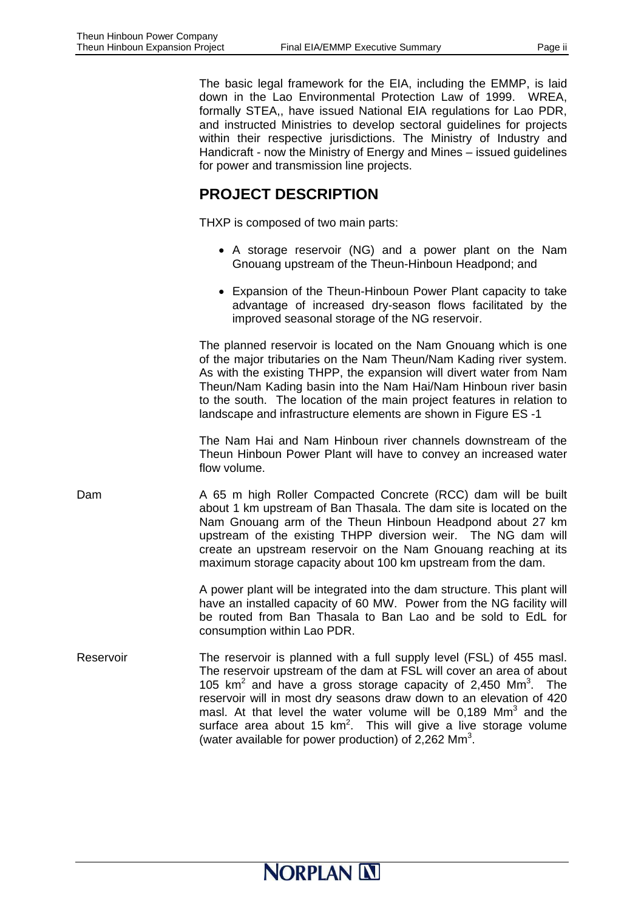The basic legal framework for the EIA, including the EMMP, is laid down in the Lao Environmental Protection Law of 1999. WREA, formally STEA,, have issued National EIA regulations for Lao PDR, and instructed Ministries to develop sectoral guidelines for projects within their respective jurisdictions. The Ministry of Industry and Handicraft - now the Ministry of Energy and Mines – issued guidelines for power and transmission line projects.

## PROJECT DESCRIPTION

THXP is composed of two main parts:

- A storage reservoir (NG) and a power plant on the Nam Gnouang upstream of the Theun-Hinboun Headpond; and
- Expansion of the Theun-Hinboun Power Plant capacity to take advantage of increased dry-season flows facilitated by the improved seasonal storage of the NG reservoir.

The planned reservoir is located on the Nam Gnouang which is one of the major tributaries on the Nam Theun/Nam Kading river system. As with the existing THPP, the expansion will divert water from Nam Theun/Nam Kading basin into the Nam Hai/Nam Hinboun river basin to the south. The location of the main project features in relation to landscape and infrastructure elements are shown in Figure ES -1

The Nam Hai and Nam Hinboun river channels downstream of the Theun Hinboun Power Plant will have to convey an increased water flow volume.

**Dam**

A 65 m high Roller Compacted Concrete (RCC) dam will be built about 1 km upstream of Ban Thasala. The dam site is located on the Nam Gnouang arm of the Theun Hinboun Headpond about 27 km upstream of the existing THPP diversion weir. The NG dam will create an upstream reservoir on the Nam Gnouang reaching at its maximum storage capacity about 100 km upstream from the dam.

A power plant will be integrated into the dam structure. This plant will have an installed capacity of 60 MW. Power from the NG facility will be routed from Ban Thasala to Ban Lao and be sold to EdL for consumption within Lao PDR.

**Reservoir**

The reservoir is planned with a full supply level (FSL) of 455 masl. The reservoir upstream of the dam at FSL will cover an area of about 105 $km^2$ and have a gross storage capacity of 2,450 $Mm^3$. The reservoir will in most dry seasons draw down to an elevation of 420 masl. At that level the water volume will be 0,189 $Mm^3$ and the surface area about 15 $km^2$. This will give a live storage volume (water available for power production) of 2,262 $Mm^3$.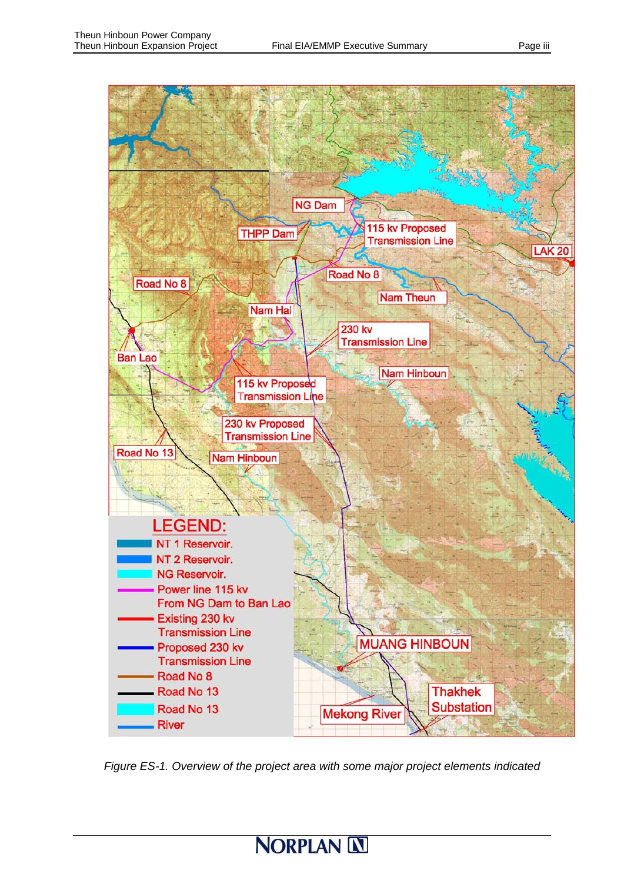*Figure ES-1. Overview of the project area with some major project elements indicated*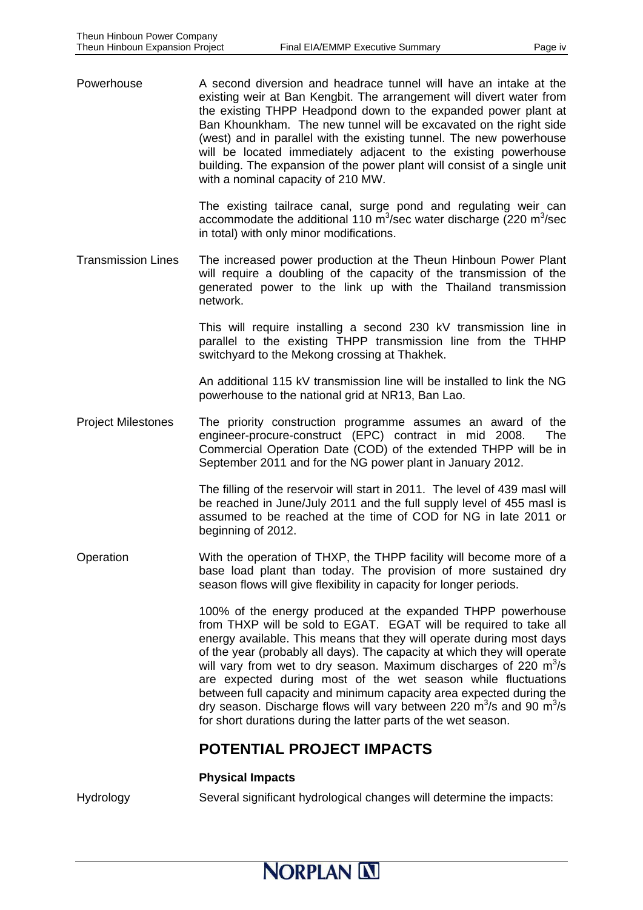**Powerhouse**

A second diversion and headrace tunnel will have an intake at the existing weir at Ban Kengbit. The arrangement will divert water from the existing THPP Headpond down to the expanded power plant at Ban Khounkham. The new tunnel will be excavated on the right side (west) and in parallel with the existing tunnel. The new powerhouse will be located immediately adjacent to the existing powerhouse building. The expansion of the power plant will consist of a single unit with a nominal capacity of 210 MW.

The existing tailrace canal, surge pond and regulating weir can accommodate the additional 110 $m^3$/sec water discharge (220 $m^3$/sec in total) with only minor modifications.

**Transmission Lines**

The increased power production at the Theun Hinboun Power Plant will require a doubling of the capacity of the transmission of the generated power to the link up with the Thailand transmission network.

This will require installing a second 230 kV transmission line in parallel to the existing THPP transmission line from the THHP switchyard to the Mekong crossing at Thakhek.

An additional 115 kV transmission line will be installed to link the NG powerhouse to the national grid at NR13, Ban Lao.

**Project Milestones**

The priority construction programme assumes an award of the engineer-procure-construct (EPC) contract in mid 2008. The Commercial Operation Date (COD) of the extended THPP will be in September 2011 and for the NG power plant in January 2012.

The filling of the reservoir will start in 2011. The level of 439 masl will be reached in June/July 2011 and the full supply level of 455 masl is assumed to be reached at the time of COD for NG in late 2011 or beginning of 2012.

**Operation**

With the operation of THXP, the THPP facility will become more of a base load plant than today. The provision of more sustained dry season flows will give flexibility in capacity for longer periods.

100% of the energy produced at the expanded THPP powerhouse from THXP will be sold to EGAT. EGAT will be required to take all energy available. This means that they will operate during most days of the year (probably all days). The capacity at which they will operate will vary from wet to dry season. Maximum discharges of 220 $m^3$/s are expected during most of the wet season while fluctuations between full capacity and minimum capacity area expected during the dry season. Discharge flows will vary between 220 $m^3$/s and 90 $m^3$/s for short durations during the latter parts of the wet season.

## POTENTIAL PROJECT IMPACTS

### Physical Impacts

**Hydrology**

Several significant hydrological changes will determine the impacts: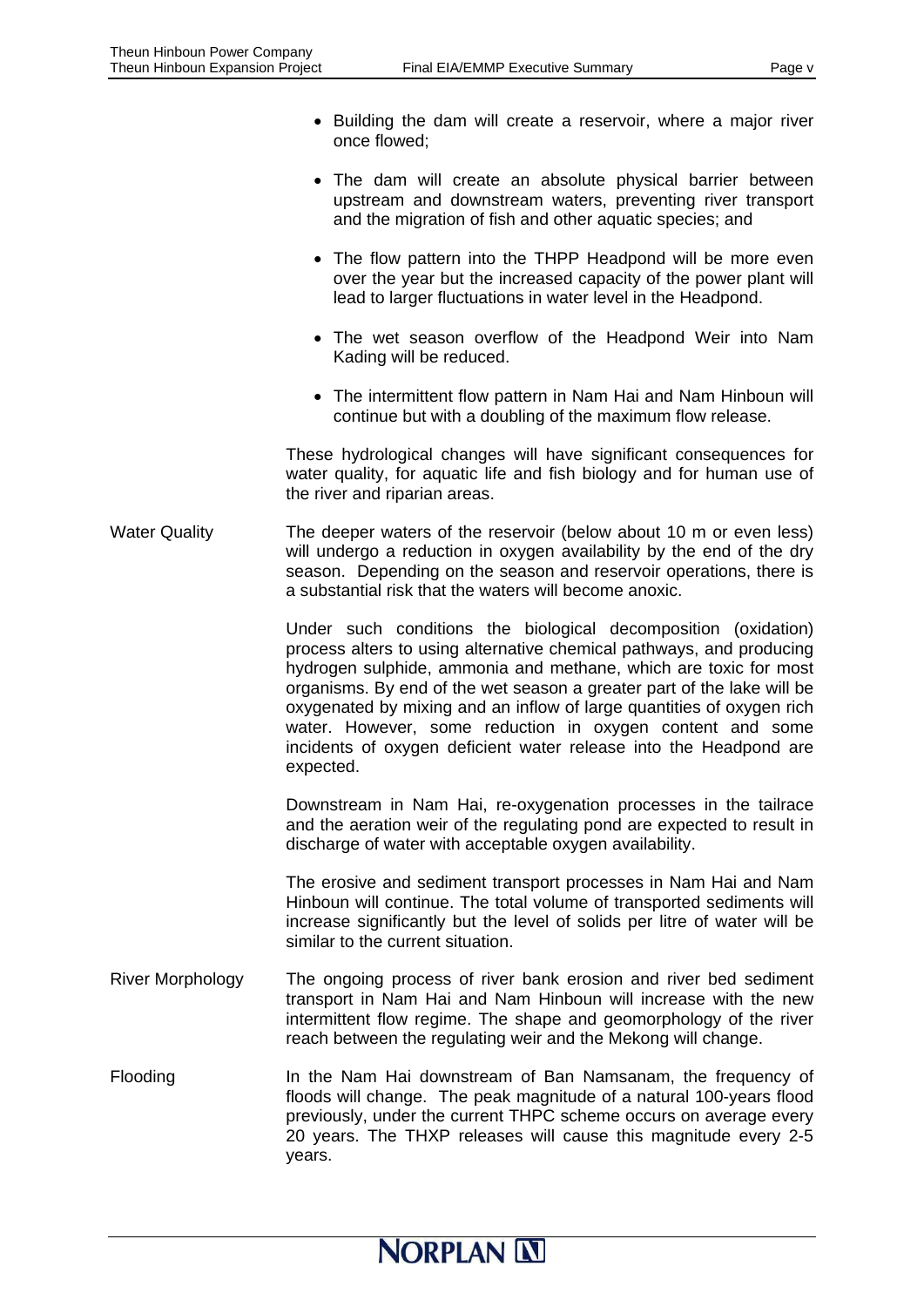- Building the dam will create a reservoir, where a major river once flowed;
- The dam will create an absolute physical barrier between upstream and downstream waters, preventing river transport and the migration of fish and other aquatic species; and
- The flow pattern into the THPP Headpond will be more even over the year but the increased capacity of the power plant will lead to larger fluctuations in water level in the Headpond.
- The wet season overflow of the Headpond Weir into Nam Kading will be reduced.
- The intermittent flow pattern in Nam Hai and Nam Hinboun will continue but with a doubling of the maximum flow release.

These hydrological changes will have significant consequences for water quality, for aquatic life and fish biology and for human use of the river and riparian areas.

**Water Quality**

The deeper waters of the reservoir (below about 10 m or even less) will undergo a reduction in oxygen availability by the end of the dry season. Depending on the season and reservoir operations, there is a substantial risk that the waters will become anoxic.

Under such conditions the biological decomposition (oxidation) process alters to using alternative chemical pathways, and producing hydrogen sulphide, ammonia and methane, which are toxic for most organisms. By end of the wet season a greater part of the lake will be oxygenated by mixing and an inflow of large quantities of oxygen rich water. However, some reduction in oxygen content and some incidents of oxygen deficient water release into the Headpond are expected.

Downstream in Nam Hai, re-oxygenation processes in the tailrace and the aeration weir of the regulating pond are expected to result in discharge of water with acceptable oxygen availability.

The erosive and sediment transport processes in Nam Hai and Nam Hinboun will continue. The total volume of transported sediments will increase significantly but the level of solids per litre of water will be similar to the current situation.

**River Morphology**

The ongoing process of river bank erosion and river bed sediment transport in Nam Hai and Nam Hinboun will increase with the new intermittent flow regime. The shape and geomorphology of the river reach between the regulating weir and the Mekong will change.

**Flooding**

In the Nam Hai downstream of Ban Namsanam, the frequency of floods will change. The peak magnitude of a natural 100-years flood previously, under the current THPC scheme occurs on average every 20 years. The THXP releases will cause this magnitude every 2-5 years.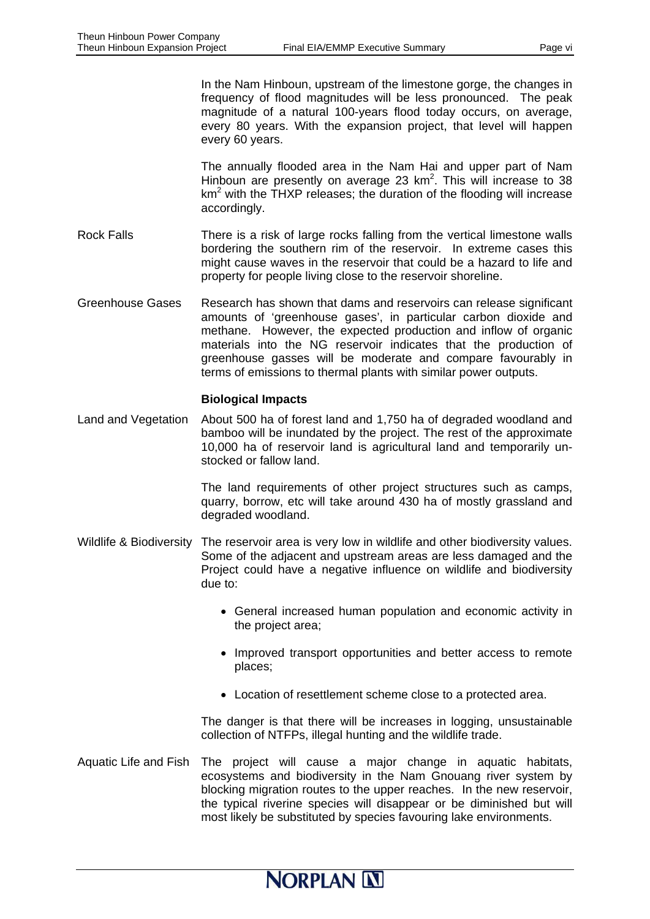In the Nam Hinboun, upstream of the limestone gorge, the changes in frequency of flood magnitudes will be less pronounced. The peak magnitude of a natural 100-years flood today occurs, on average, every 80 years. With the expansion project, that level will happen every 60 years.

The annually flooded area in the Nam Hai and upper part of Nam Hinboun are presently on average 23 $km^2$. This will increase to 38 $km^2$ with the THXP releases; the duration of the flooding will increase accordingly.

**Rock Falls**

There is a risk of large rocks falling from the vertical limestone walls bordering the southern rim of the reservoir. In extreme cases this might cause waves in the reservoir that could be a hazard to life and property for people living close to the reservoir shoreline.

**Greenhouse Gases**

Research has shown that dams and reservoirs can release significant amounts of 'greenhouse gases', in particular carbon dioxide and methane. However, the expected production and inflow of organic materials into the NG reservoir indicates that the production of greenhouse gasses will be moderate and compare favourably in terms of emissions to thermal plants with similar power outputs.

### Biological Impacts

**Land and Vegetation**

About 500 ha of forest land and 1,750 ha of degraded woodland and bamboo will be inundated by the project. The rest of the approximate 10,000 ha of reservoir land is agricultural land and temporarily un-stocked or fallow land.

The land requirements of other project structures such as camps, quarry, borrow, etc will take around 430 ha of mostly grassland and degraded woodland.

**Wildlife & Biodiversity**

The reservoir area is very low in wildlife and other biodiversity values. Some of the adjacent and upstream areas are less damaged and the Project could have a negative influence on wildlife and biodiversity due to:

- General increased human population and economic activity in the project area;
- Improved transport opportunities and better access to remote places;
- Location of resettlement scheme close to a protected area.

The danger is that there will be increases in logging, unsustainable collection of NTFPs, illegal hunting and the wildlife trade.

**Aquatic Life and Fish**

The project will cause a major change in aquatic habitats, ecosystems and biodiversity in the Nam Gnouang river system by blocking migration routes to the upper reaches. In the new reservoir, the typical riverine species will disappear or be diminished but will most likely be substituted by species favouring lake environments.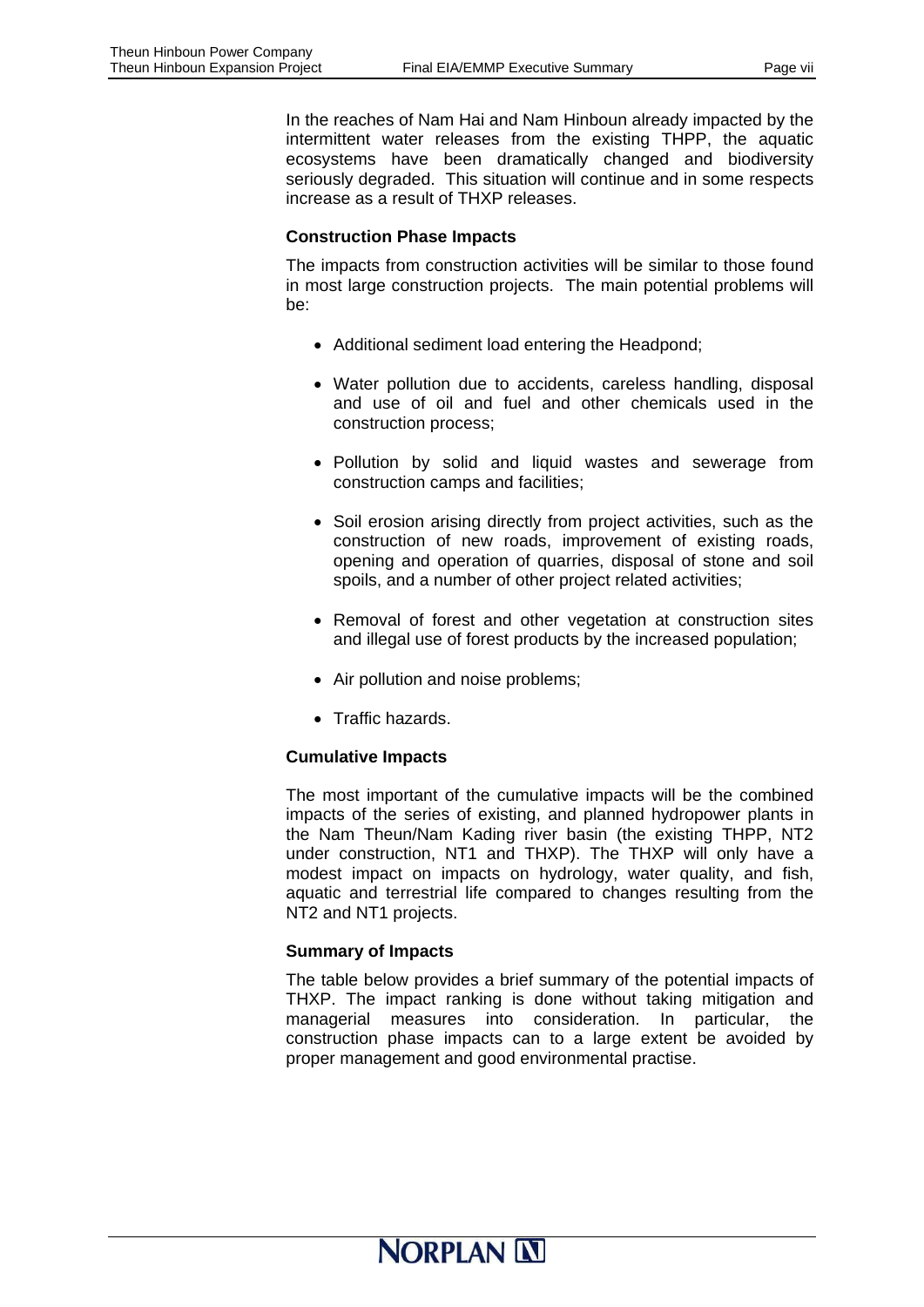In the reaches of Nam Hai and Nam Hinboun already impacted by the intermittent water releases from the existing THPP, the aquatic ecosystems have been dramatically changed and biodiversity seriously degraded. This situation will continue and in some respects increase as a result of THXP releases.

**Construction Phase Impacts**

The impacts from construction activities will be similar to those found in most large construction projects. The main potential problems will be:

- Additional sediment load entering the Headpond;
- Water pollution due to accidents, careless handling, disposal and use of oil and fuel and other chemicals used in the construction process;
- Pollution by solid and liquid wastes and sewerage from construction camps and facilities;
- Soil erosion arising directly from project activities, such as the construction of new roads, improvement of existing roads, opening and operation of quarries, disposal of stone and soil spoils, and a number of other project related activities;
- Removal of forest and other vegetation at construction sites and illegal use of forest products by the increased population;
- Air pollution and noise problems;
- Traffic hazards.

**Cumulative Impacts**

The most important of the cumulative impacts will be the combined impacts of the series of existing, and planned hydropower plants in the Nam Theun/Nam Kading river basin (the existing THPP, NT2 under construction, NT1 and THXP). The THXP will only have a modest impact on impacts on hydrology, water quality, and fish, aquatic and terrestrial life compared to changes resulting from the NT2 and NT1 projects.

**Summary of Impacts**

The table below provides a brief summary of the potential impacts of THXP. The impact ranking is done without taking mitigation and managerial measures into consideration. In particular, the construction phase impacts can to a large extent be avoided by proper management and good environmental practise.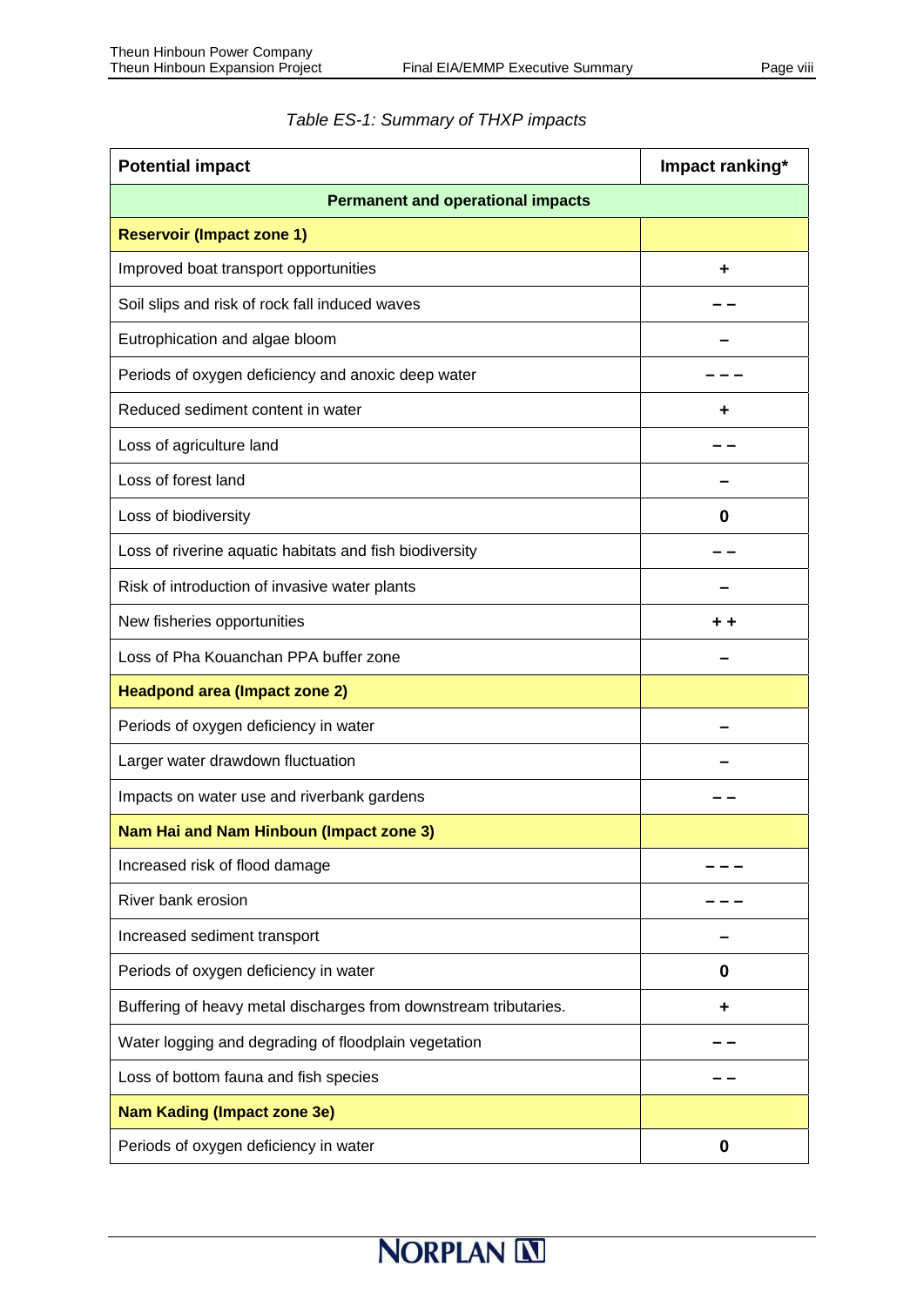*Table ES-1: Summary of THXP impacts*

| Potential impact | Impact ranking* |
|---|---|
| **Permanent and operational impacts** | |
| **Reservoir (Impact zone 1)** | |
| Improved boat transport opportunities | + |
| Soil slips and risk of rock fall induced waves | – – |
| Eutrophication and algae bloom | – |
| Periods of oxygen deficiency and anoxic deep water | – – – |
| Reduced sediment content in water | + |
| Loss of agriculture land | – – |
| Loss of forest land | – |
| Loss of biodiversity | 0 |
| Loss of riverine aquatic habitats and fish biodiversity | – – |
| Risk of introduction of invasive water plants | – |
| New fisheries opportunities | + + |
| Loss of Pha Kouanchan PPA buffer zone | – |
| **Headpond area (Impact zone 2)** | |
| Periods of oxygen deficiency in water | – |
| Larger water drawdown fluctuation | – |
| Impacts on water use and riverbank gardens | – – |
| **Nam Hai and Nam Hinboun (Impact zone 3)** | |
| Increased risk of flood damage | – – – |
| River bank erosion | – – – |
| Increased sediment transport | – |
| Periods of oxygen deficiency in water | 0 |
| Buffering of heavy metal discharges from downstream tributaries. | + |
| Water logging and degrading of floodplain vegetation | – – |
| Loss of bottom fauna and fish species | – – |
| **Nam Kading (Impact zone 3e)** | |
| Periods of oxygen deficiency in water | 0 |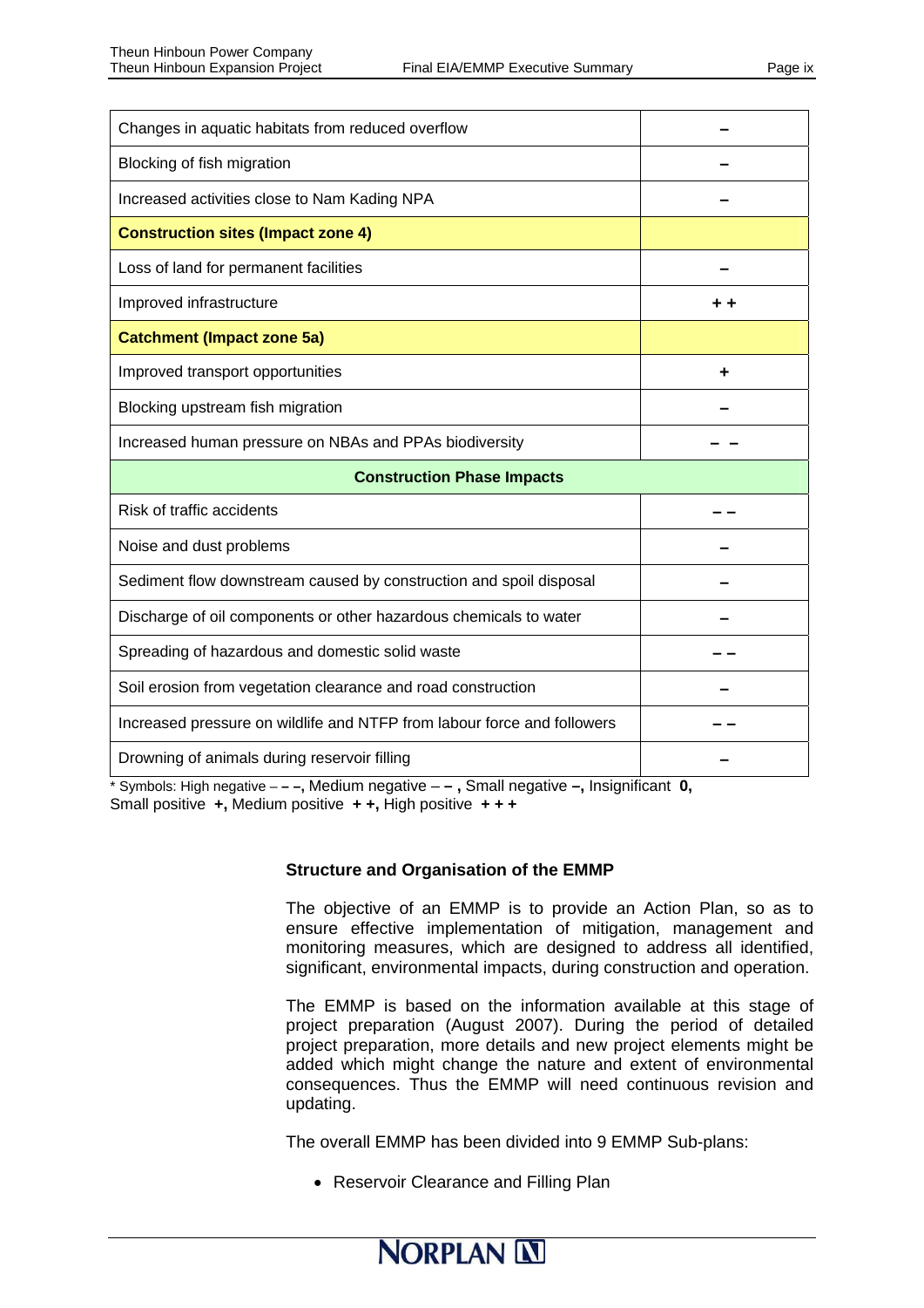| | |
|---|---|
| Changes in aquatic habitats from reduced overflow | – |
| Blocking of fish migration | – |
| Increased activities close to Nam Kading NPA | – |
| **Construction sites (Impact zone 4)** | |
| Loss of land for permanent facilities | – |
| Improved infrastructure | + + |
| **Catchment (Impact zone 5a)** | |
| Improved transport opportunities | + |
| Blocking upstream fish migration | – |
| Increased human pressure on NBAs and PPAs biodiversity | – – |
| **Construction Phase Impacts** | |
| Risk of traffic accidents | – – |
| Noise and dust problems | – |
| Sediment flow downstream caused by construction and spoil disposal | – |
| Discharge of oil components or other hazardous chemicals to water | – |
| Spreading of hazardous and domestic solid waste | – – |
| Soil erosion from vegetation clearance and road construction | – |
| Increased pressure on wildlife and NTFP from labour force and followers | – – |
| Drowning of animals during reservoir filling | – |

* Symbols: High negative – – –, Medium negative – – , Small negative –, Insignificant **0,** Small positive **+,** Medium positive **+ +,** High positive **+ + +**

### Structure and Organisation of the EMMP

The objective of an EMMP is to provide an Action Plan, so as to ensure effective implementation of mitigation, management and monitoring measures, which are designed to address all identified, significant, environmental impacts, during construction and operation.

The EMMP is based on the information available at this stage of project preparation (August 2007). During the period of detailed project preparation, more details and new project elements might be added which might change the nature and extent of environmental consequences. Thus the EMMP will need continuous revision and updating.

The overall EMMP has been divided into 9 EMMP Sub-plans:

- Reservoir Clearance and Filling Plan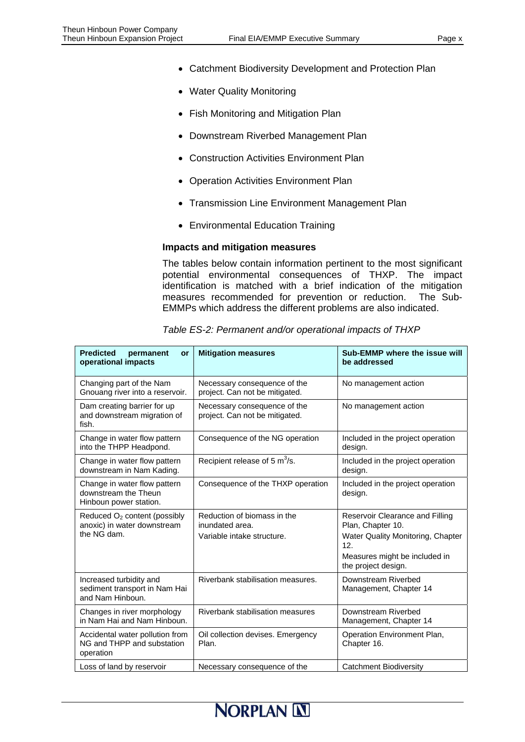- Catchment Biodiversity Development and Protection Plan
- Water Quality Monitoring
- Fish Monitoring and Mitigation Plan
- Downstream Riverbed Management Plan
- Construction Activities Environment Plan
- Operation Activities Environment Plan
- Transmission Line Environment Management Plan
- Environmental Education Training

**Impacts and mitigation measures**

The tables below contain information pertinent to the most significant potential environmental consequences of THXP. The impact identification is matched with a brief indication of the mitigation measures recommended for prevention or reduction. The Sub-EMMPs which address the different problems are also indicated.

*Table ES-2: Permanent and/or operational impacts of THXP*

| Predicted permanent or operational impacts | Mitigation measures | Sub-EMMP where the issue will be addressed |
|---|---|---|
| Changing part of the Nam Gnouang river into a reservoir. | Necessary consequence of the project. Can not be mitigated. | No management action |
| Dam creating barrier for up and downstream migration of fish. | Necessary consequence of the project. Can not be mitigated. | No management action |
| Change in water flow pattern into the THPP Headpond. | Consequence of the NG operation | Included in the project operation design. |
| Change in water flow pattern downstream in Nam Kading. | Recipient release of 5 $m^3/s$. | Included in the project operation design. |
| Change in water flow pattern downstream the Theun Hinboun power station. | Consequence of the THXP operation | Included in the project operation design. |
| Reduced $O_2$ content (possibly anoxic) in water downstream the NG dam. | Reduction of biomass in the inundated area.<br>Variable intake structure. | Reservoir Clearance and Filling Plan, Chapter 10.<br>Water Quality Monitoring, Chapter 12.<br>Measures might be included in the project design. |
| Increased turbidity and sediment transport in Nam Hai and Nam Hinboun. | Riverbank stabilisation measures. | Downstream Riverbed Management, Chapter 14 |
| Changes in river morphology in Nam Hai and Nam Hinboun. | Riverbank stabilisation measures | Downstream Riverbed Management, Chapter 14 |
| Accidental water pollution from NG and THPP and substation operation | Oil collection devises. Emergency Plan. | Operation Environment Plan, Chapter 16. |
| Loss of land by reservoir | Necessary consequence of the | Catchment Biodiversity |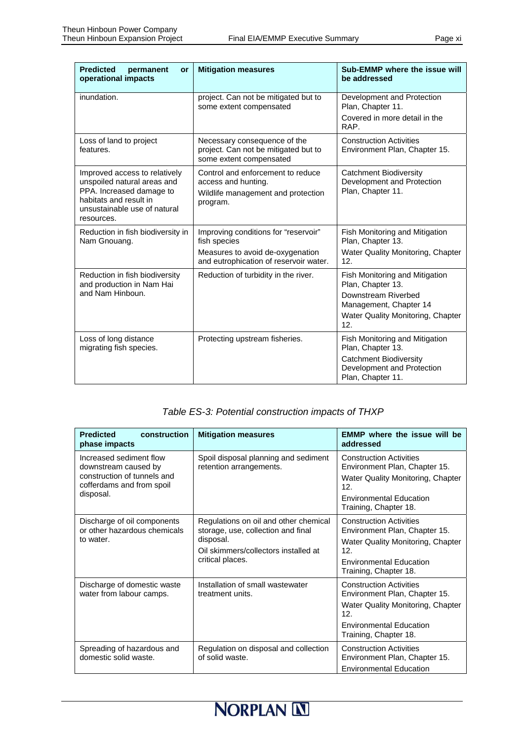| Predicted permanent or operational impacts | Mitigation measures | Sub-EMMP where the issue will be addressed |
|---|---|---|
| inundation. | project. Can not be mitigated but to some extent compensated | Development and Protection Plan, Chapter 11.<br>Covered in more detail in the RAP. |
| Loss of land to project features. | Necessary consequence of the project. Can not be mitigated but to some extent compensated | Construction Activities Environment Plan, Chapter 15. |
| Improved access to relatively unspoiled natural areas and PPA. Increased damage to habitats and result in unsustainable use of natural resources. | Control and enforcement to reduce access and hunting.<br>Wildlife management and protection program. | Catchment Biodiversity Development and Protection Plan, Chapter 11. |
| Reduction in fish biodiversity in Nam Gnouang. | Improving conditions for "reservoir" fish species<br>Measures to avoid de-oxygenation and eutrophication of reservoir water. | Fish Monitoring and Mitigation Plan, Chapter 13.<br>Water Quality Monitoring, Chapter 12. |
| Reduction in fish biodiversity and production in Nam Hai and Nam Hinboun. | Reduction of turbidity in the river. | Fish Monitoring and Mitigation Plan, Chapter 13.<br>Downstream Riverbed Management, Chapter 14<br>Water Quality Monitoring, Chapter 12. |
| Loss of long distance migrating fish species. | Protecting upstream fisheries. | Fish Monitoring and Mitigation Plan, Chapter 13.<br>Catchment Biodiversity Development and Protection Plan, Chapter 11. |

*Table ES-3: Potential construction impacts of THXP*

| Predicted construction phase impacts | Mitigation measures | EMMP where the issue will be addressed |
|---|---|---|
| Increased sediment flow downstream caused by construction of tunnels and cofferdams and from spoil disposal. | Spoil disposal planning and sediment retention arrangements. | Construction Activities Environment Plan, Chapter 15.<br>Water Quality Monitoring, Chapter 12.<br>Environmental Education Training, Chapter 18. |
| Discharge of oil components or other hazardous chemicals to water. | Regulations on oil and other chemical storage, use, collection and final disposal.<br>Oil skimmers/collectors installed at critical places. | Construction Activities Environment Plan, Chapter 15.<br>Water Quality Monitoring, Chapter 12.<br>Environmental Education Training, Chapter 18. |
| Discharge of domestic waste water from labour camps. | Installation of small wastewater treatment units. | Construction Activities Environment Plan, Chapter 15.<br>Water Quality Monitoring, Chapter 12.<br>Environmental Education Training, Chapter 18. |
| Spreading of hazardous and domestic solid waste. | Regulation on disposal and collection of solid waste. | Construction Activities Environment Plan, Chapter 15.<br>Environmental Education |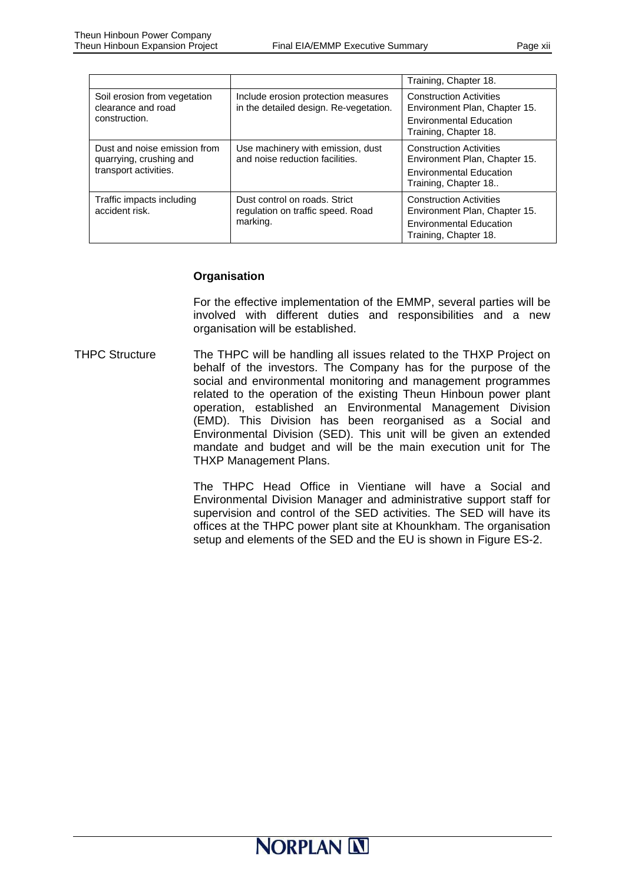| | | |
|---|---|---|
| | | Training, Chapter 18. |
| Soil erosion from vegetation clearance and road construction. | Include erosion protection measures in the detailed design. Re-vegetation. | Construction Activities Environment Plan, Chapter 15. Environmental Education Training, Chapter 18. |
| Dust and noise emission from quarrying, crushing and transport activities. | Use machinery with emission, dust and noise reduction facilities. | Construction Activities Environment Plan, Chapter 15. Environmental Education Training, Chapter 18.. |
| Traffic impacts including accident risk. | Dust control on roads. Strict regulation on traffic speed. Road marking. | Construction Activities Environment Plan, Chapter 15. Environmental Education Training, Chapter 18. |

**Organisation**

For the effective implementation of the EMMP, several parties will be involved with different duties and responsibilities and a new organisation will be established.

THPC Structure

The THPC will be handling all issues related to the THXP Project on behalf of the investors. The Company has for the purpose of the social and environmental monitoring and management programmes related to the operation of the existing Theun Hinboun power plant operation, established an Environmental Management Division (EMD). This Division has been reorganised as a Social and Environmental Division (SED). This unit will be given an extended mandate and budget and will be the main execution unit for The THXP Management Plans.

The THPC Head Office in Vientiane will have a Social and Environmental Division Manager and administrative support staff for supervision and control of the SED activities. The SED will have its offices at the THPC power plant site at Khounkham. The organisation setup and elements of the SED and the EU is shown in Figure ES-2.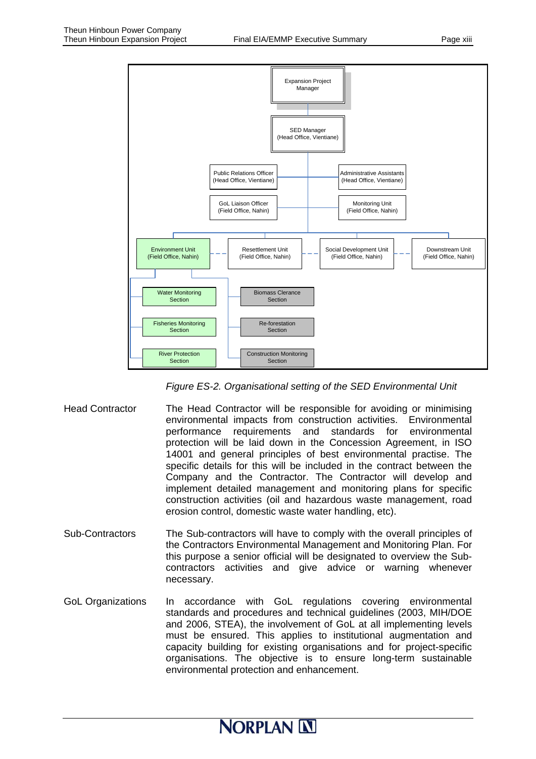- Expansion Project Manager
  - SED Manager (Head Office, Vientiane)
    - Public Relations Officer (Head Office, Vientiane)
    - Administrative Assistants (Head Office, Vientiane)
    - GoL Liaison Officer (Field Office, Nahin)
    - Monitoring Unit (Field Office, Nahin)
    - Environment Unit (Field Office, Nahin)
      - Water Monitoring Section
      - Fisheries Monitoring Section
      - River Protection Section
      - Biomass Clerance Section
      - Re-forestation Section
      - Construction Monitoring Section
    - Resettlement Unit (Field Office, Nahin)
    - Social Development Unit (Field Office, Nahin)
    - Downstream Unit (Field Office, Nahin)

*Figure ES-2. Organisational setting of the SED Environmental Unit*

**Head Contractor**

The Head Contractor will be responsible for avoiding or minimising environmental impacts from construction activities. Environmental performance requirements and standards for environmental protection will be laid down in the Concession Agreement, in ISO 14001 and general principles of best environmental practise. The specific details for this will be included in the contract between the Company and the Contractor. The Contractor will develop and implement detailed management and monitoring plans for specific construction activities (oil and hazardous waste management, road erosion control, domestic waste water handling, etc).

**Sub-Contractors**

The Sub-contractors will have to comply with the overall principles of the Contractors Environmental Management and Monitoring Plan. For this purpose a senior official will be designated to overview the Sub-contractors activities and give advice or warning whenever necessary.

**GoL Organizations**

In accordance with GoL regulations covering environmental standards and procedures and technical guidelines (2003, MIH/DOE and 2006, STEA), the involvement of GoL at all implementing levels must be ensured. This applies to institutional augmentation and capacity building for existing organisations and for project-specific organisations. The objective is to ensure long-term sustainable environmental protection and enhancement.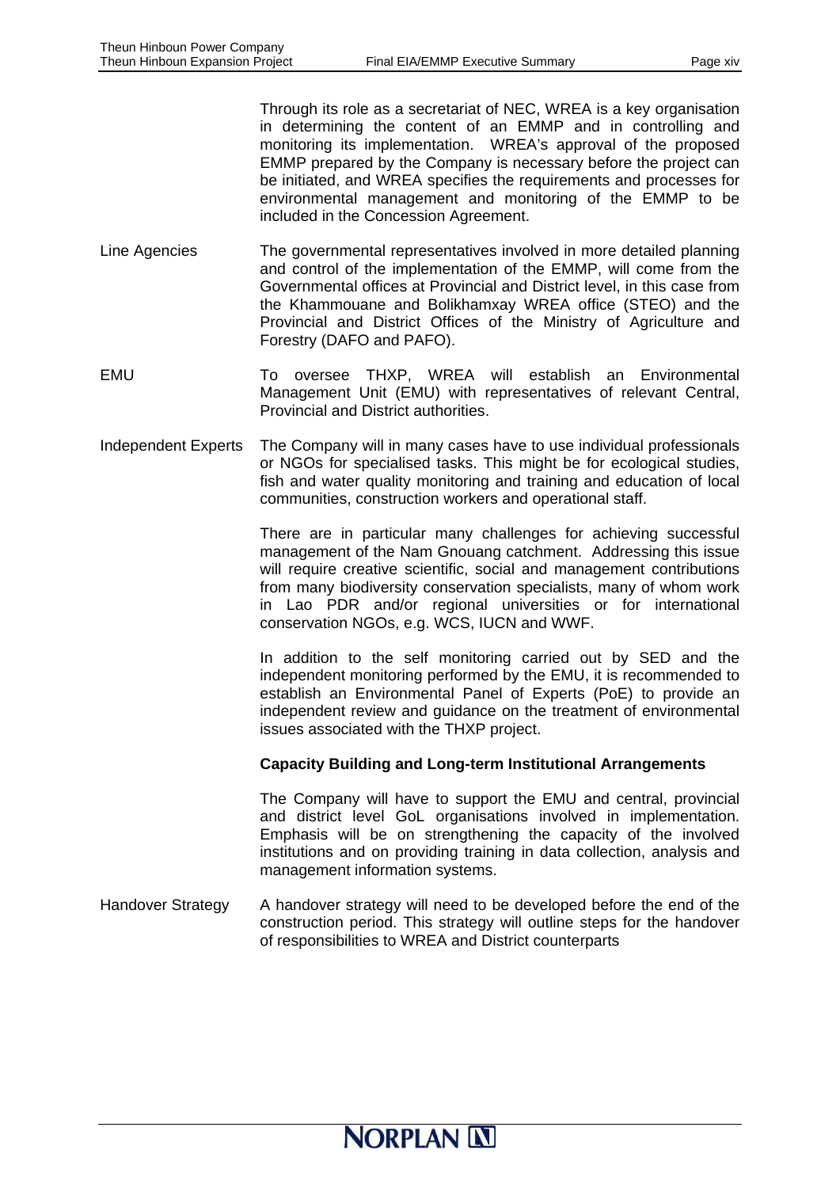Through its role as a secretariat of NEC, WREA is a key organisation in determining the content of an EMMP and in controlling and monitoring its implementation. WREA's approval of the proposed EMMP prepared by the Company is necessary before the project can be initiated, and WREA specifies the requirements and processes for environmental management and monitoring of the EMMP to be included in the Concession Agreement.

**Line Agencies**

The governmental representatives involved in more detailed planning and control of the implementation of the EMMP, will come from the Governmental offices at Provincial and District level, in this case from the Khammouane and Bolikhamxay WREA office (STEO) and the Provincial and District Offices of the Ministry of Agriculture and Forestry (DAFO and PAFO).

**EMU**

To oversee THXP, WREA will establish an Environmental Management Unit (EMU) with representatives of relevant Central, Provincial and District authorities.

**Independent Experts**

The Company will in many cases have to use individual professionals or NGOs for specialised tasks. This might be for ecological studies, fish and water quality monitoring and training and education of local communities, construction workers and operational staff.

There are in particular many challenges for achieving successful management of the Nam Gnouang catchment. Addressing this issue will require creative scientific, social and management contributions from many biodiversity conservation specialists, many of whom work in Lao PDR and/or regional universities or for international conservation NGOs, e.g. WCS, IUCN and WWF.

In addition to the self monitoring carried out by SED and the independent monitoring performed by the EMU, it is recommended to establish an Environmental Panel of Experts (PoE) to provide an independent review and guidance on the treatment of environmental issues associated with the THXP project.

**Capacity Building and Long-term Institutional Arrangements**

The Company will have to support the EMU and central, provincial and district level GoL organisations involved in implementation. Emphasis will be on strengthening the capacity of the involved institutions and on providing training in data collection, analysis and management information systems.

**Handover Strategy**

A handover strategy will need to be developed before the end of the construction period. This strategy will outline steps for the handover of responsibilities to WREA and District counterparts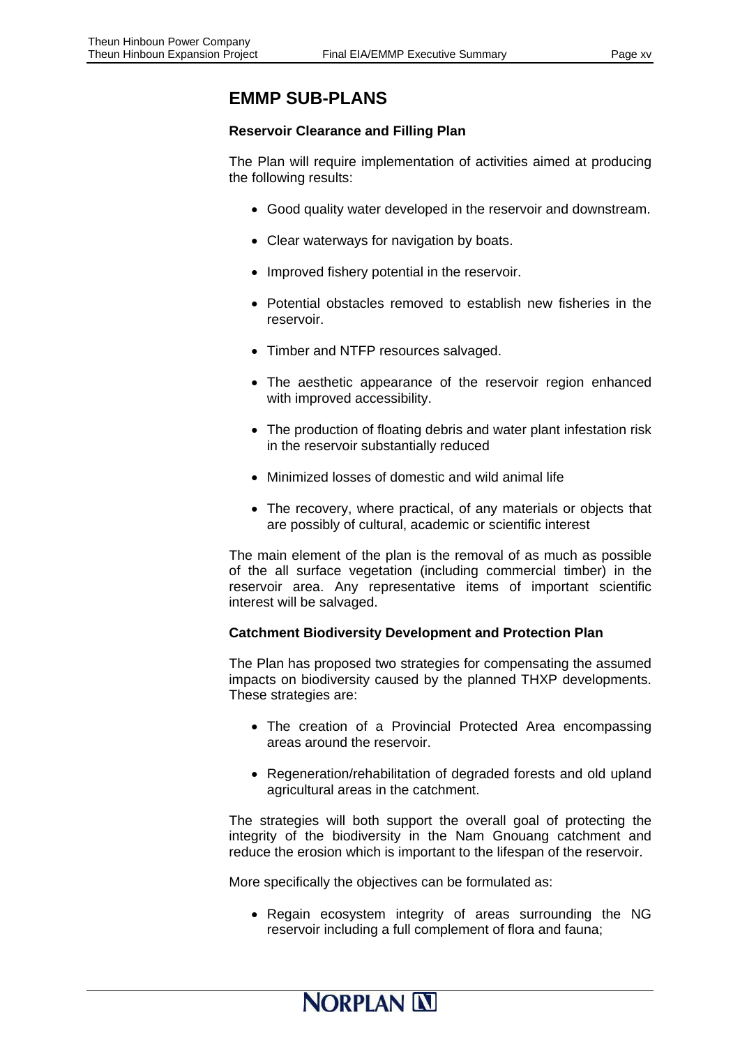## EMMP SUB-PLANS

**Reservoir Clearance and Filling Plan**

The Plan will require implementation of activities aimed at producing the following results:

- Good quality water developed in the reservoir and downstream.
- Clear waterways for navigation by boats.
- Improved fishery potential in the reservoir.
- Potential obstacles removed to establish new fisheries in the reservoir.
- Timber and NTFP resources salvaged.
- The aesthetic appearance of the reservoir region enhanced with improved accessibility.
- The production of floating debris and water plant infestation risk in the reservoir substantially reduced
- Minimized losses of domestic and wild animal life
- The recovery, where practical, of any materials or objects that are possibly of cultural, academic or scientific interest

The main element of the plan is the removal of as much as possible of the all surface vegetation (including commercial timber) in the reservoir area. Any representative items of important scientific interest will be salvaged.

**Catchment Biodiversity Development and Protection Plan**

The Plan has proposed two strategies for compensating the assumed impacts on biodiversity caused by the planned THXP developments. These strategies are:

- The creation of a Provincial Protected Area encompassing areas around the reservoir.
- Regeneration/rehabilitation of degraded forests and old upland agricultural areas in the catchment.

The strategies will both support the overall goal of protecting the integrity of the biodiversity in the Nam Gnouang catchment and reduce the erosion which is important to the lifespan of the reservoir.

More specifically the objectives can be formulated as:

- Regain ecosystem integrity of areas surrounding the NG reservoir including a full complement of flora and fauna;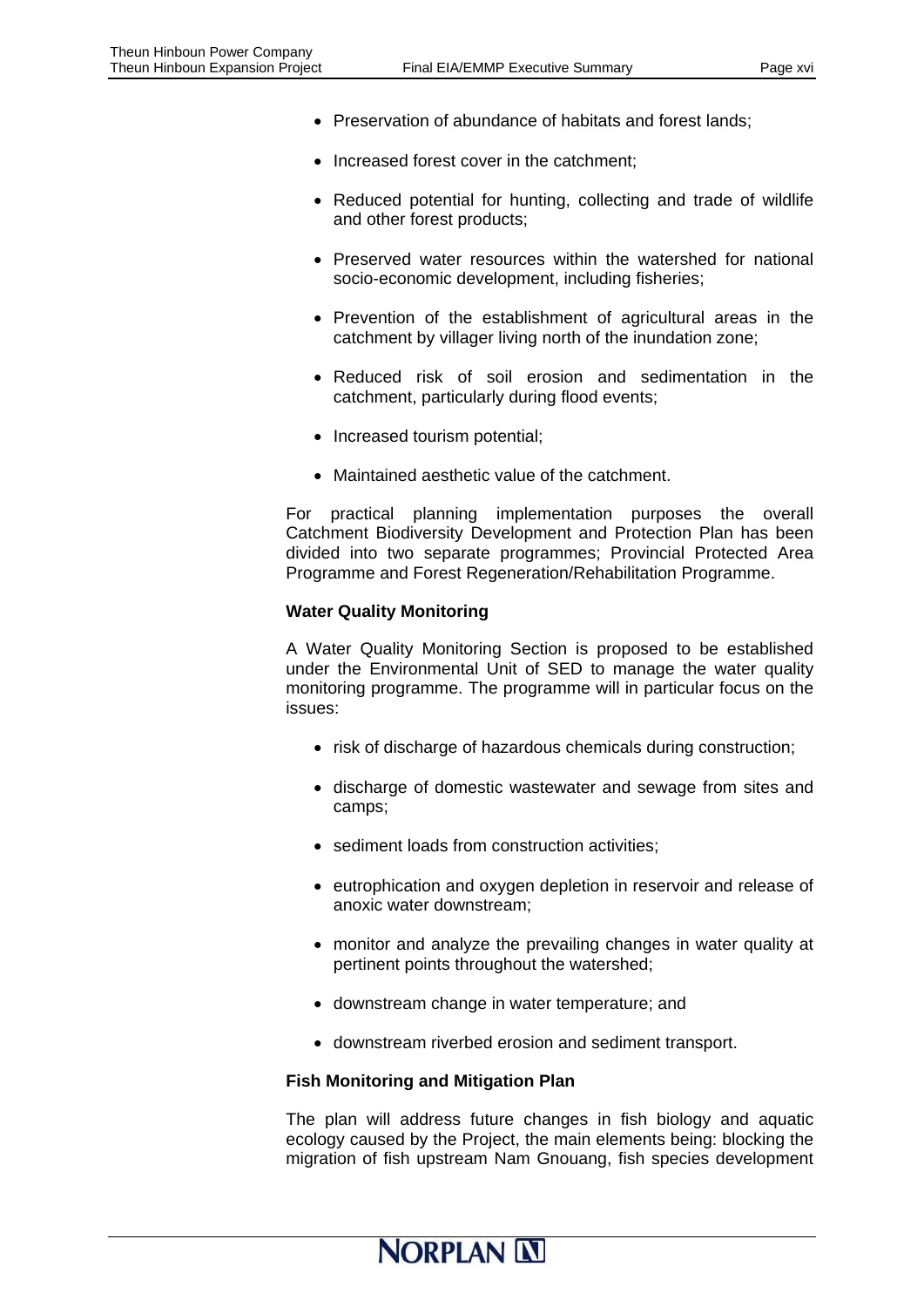- Preservation of abundance of habitats and forest lands;
- Increased forest cover in the catchment;
- Reduced potential for hunting, collecting and trade of wildlife and other forest products;
- Preserved water resources within the watershed for national socio-economic development, including fisheries;
- Prevention of the establishment of agricultural areas in the catchment by villager living north of the inundation zone;
- Reduced risk of soil erosion and sedimentation in the catchment, particularly during flood events;
- Increased tourism potential;
- Maintained aesthetic value of the catchment.

For practical planning implementation purposes the overall Catchment Biodiversity Development and Protection Plan has been divided into two separate programmes; Provincial Protected Area Programme and Forest Regeneration/Rehabilitation Programme.

**Water Quality Monitoring**

A Water Quality Monitoring Section is proposed to be established under the Environmental Unit of SED to manage the water quality monitoring programme. The programme will in particular focus on the issues:

- risk of discharge of hazardous chemicals during construction;
- discharge of domestic wastewater and sewage from sites and camps;
- sediment loads from construction activities;
- eutrophication and oxygen depletion in reservoir and release of anoxic water downstream;
- monitor and analyze the prevailing changes in water quality at pertinent points throughout the watershed;
- downstream change in water temperature; and
- downstream riverbed erosion and sediment transport.

**Fish Monitoring and Mitigation Plan**

The plan will address future changes in fish biology and aquatic ecology caused by the Project, the main elements being: blocking the migration of fish upstream Nam Gnouang, fish species development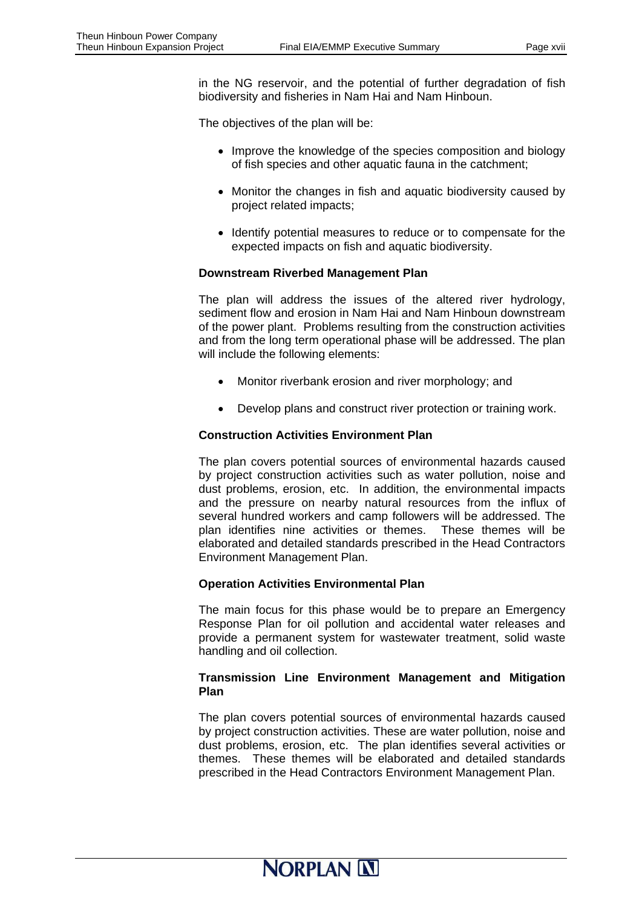in the NG reservoir, and the potential of further degradation of fish biodiversity and fisheries in Nam Hai and Nam Hinboun.

The objectives of the plan will be:

- Improve the knowledge of the species composition and biology of fish species and other aquatic fauna in the catchment;
- Monitor the changes in fish and aquatic biodiversity caused by project related impacts;
- Identify potential measures to reduce or to compensate for the expected impacts on fish and aquatic biodiversity.

**Downstream Riverbed Management Plan**

The plan will address the issues of the altered river hydrology, sediment flow and erosion in Nam Hai and Nam Hinboun downstream of the power plant. Problems resulting from the construction activities and from the long term operational phase will be addressed. The plan will include the following elements:

- Monitor riverbank erosion and river morphology; and
- Develop plans and construct river protection or training work.

**Construction Activities Environment Plan**

The plan covers potential sources of environmental hazards caused by project construction activities such as water pollution, noise and dust problems, erosion, etc. In addition, the environmental impacts and the pressure on nearby natural resources from the influx of several hundred workers and camp followers will be addressed. The plan identifies nine activities or themes. These themes will be elaborated and detailed standards prescribed in the Head Contractors Environment Management Plan.

**Operation Activities Environmental Plan**

The main focus for this phase would be to prepare an Emergency Response Plan for oil pollution and accidental water releases and provide a permanent system for wastewater treatment, solid waste handling and oil collection.

**Transmission Line Environment Management and Mitigation Plan**

The plan covers potential sources of environmental hazards caused by project construction activities. These are water pollution, noise and dust problems, erosion, etc. The plan identifies several activities or themes. These themes will be elaborated and detailed standards prescribed in the Head Contractors Environment Management Plan.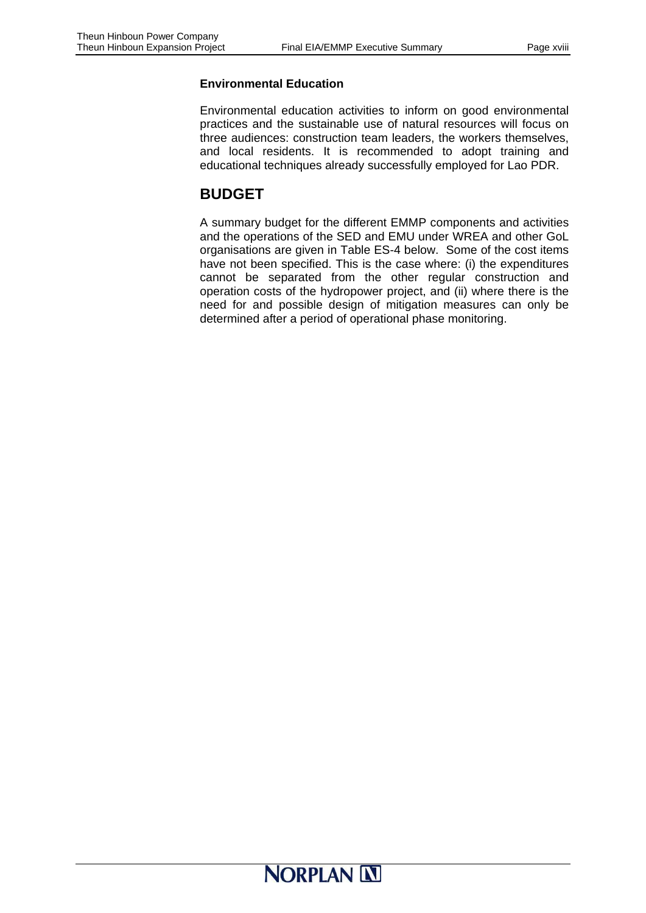**Environmental Education**

Environmental education activities to inform on good environmental practices and the sustainable use of natural resources will focus on three audiences: construction team leaders, the workers themselves, and local residents. It is recommended to adopt training and educational techniques already successfully employed for Lao PDR.

## BUDGET

A summary budget for the different EMMP components and activities and the operations of the SED and EMU under WREA and other GoL organisations are given in Table ES-4 below. Some of the cost items have not been specified. This is the case where: (i) the expenditures cannot be separated from the other regular construction and operation costs of the hydropower project, and (ii) where there is the need for and possible design of mitigation measures can only be determined after a period of operational phase monitoring.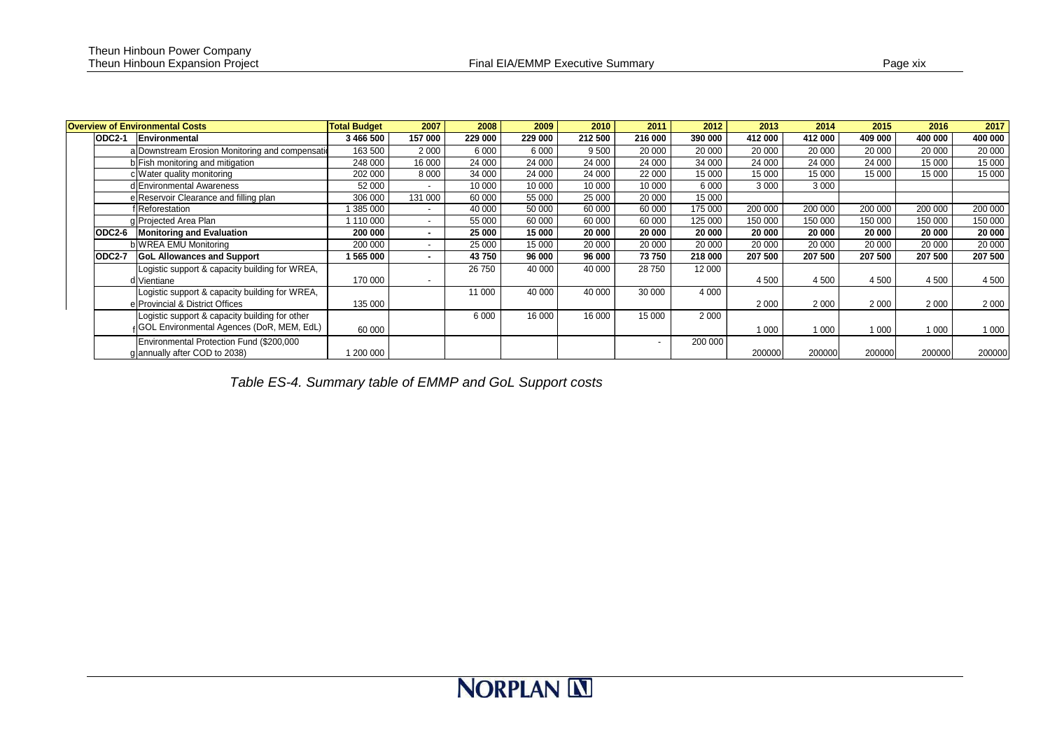| Overview of Environmental Costs | | | Total Budget | 2007 | 2008 | 2009 | 2010 | 2011 | 2012 | 2013 | 2014 | 2015 | 2016 | 2017 |
|---|---|---|---|---|---|---|---|---|---|---|---|---|---|---|
| ODC2-1 | | **Environmental** | **3 466 500** | **157 000** | **229 000** | **229 000** | **212 500** | **216 000** | **390 000** | **412 000** | **412 000** | **409 000** | **400 000** | **400 000** |
| | a | Downstream Erosion Monitoring and compensati | 163 500 | 2 000 | 6 000 | 6 000 | 9 500 | 20 000 | 20 000 | 20 000 | 20 000 | 20 000 | 20 000 | 20 000 |
| | b | Fish monitoring and mitigation | 248 000 | 16 000 | 24 000 | 24 000 | 24 000 | 24 000 | 34 000 | 24 000 | 24 000 | 24 000 | 15 000 | 15 000 |
| | c | Water quality monitoring | 202 000 | 8 000 | 34 000 | 24 000 | 24 000 | 22 000 | 15 000 | 15 000 | 15 000 | 15 000 | 15 000 | 15 000 |
| | d | Environmental Awareness | 52 000 | - | 10 000 | 10 000 | 10 000 | 10 000 | 6 000 | 3 000 | 3 000 | | | |
| | e | Reservoir Clearance and filling plan | 306 000 | 131 000 | 60 000 | 55 000 | 25 000 | 20 000 | 15 000 | | | | | |
| | f | Reforestation | 1 385 000 | - | 40 000 | 50 000 | 60 000 | 60 000 | 175 000 | 200 000 | 200 000 | 200 000 | 200 000 | 200 000 |
| | g | Projected Area Plan | 1 110 000 | - | 55 000 | 60 000 | 60 000 | 60 000 | 125 000 | 150 000 | 150 000 | 150 000 | 150 000 | 150 000 |
| ODC2-6 | | **Monitoring and Evaluation** | **200 000** | **-** | **25 000** | **15 000** | **20 000** | **20 000** | **20 000** | **20 000** | **20 000** | **20 000** | **20 000** | **20 000** |
| | b | WREA EMU Monitoring | 200 000 | - | 25 000 | 15 000 | 20 000 | 20 000 | 20 000 | 20 000 | 20 000 | 20 000 | 20 000 | 20 000 |
| ODC2-7 | | **GoL Allowances and Support** | **1 565 000** | **-** | **43 750** | **96 000** | **96 000** | **73 750** | **218 000** | **207 500** | **207 500** | **207 500** | **207 500** | **207 500** |
| | d | Logistic support & capacity building for WREA, Vientiane | 170 000 | - | 26 750 | 40 000 | 40 000 | 28 750 | 12 000 | 4 500 | 4 500 | 4 500 | 4 500 | 4 500 |
| | e | Logistic support & capacity building for WREA, Provincial & District Offices | 135 000 | | 11 000 | 40 000 | 40 000 | 30 000 | 4 000 | 2 000 | 2 000 | 2 000 | 2 000 | 2 000 |
| | f | Logistic support & capacity building for other GOL Environmental Agences (DoR, MEM, EdL) | 60 000 | | 6 000 | 16 000 | 16 000 | 15 000 | 2 000 | 1 000 | 1 000 | 1 000 | 1 000 | 1 000 |
| | g | Environmental Protection Fund ($200,000 annually after COD to 2038) | 1 200 000 | | | | | - | 200 000 | 200000 | 200000 | 200000 | 200000 | 200000 |

*Table ES-4. Summary table of EMMP and GoL Support costs*